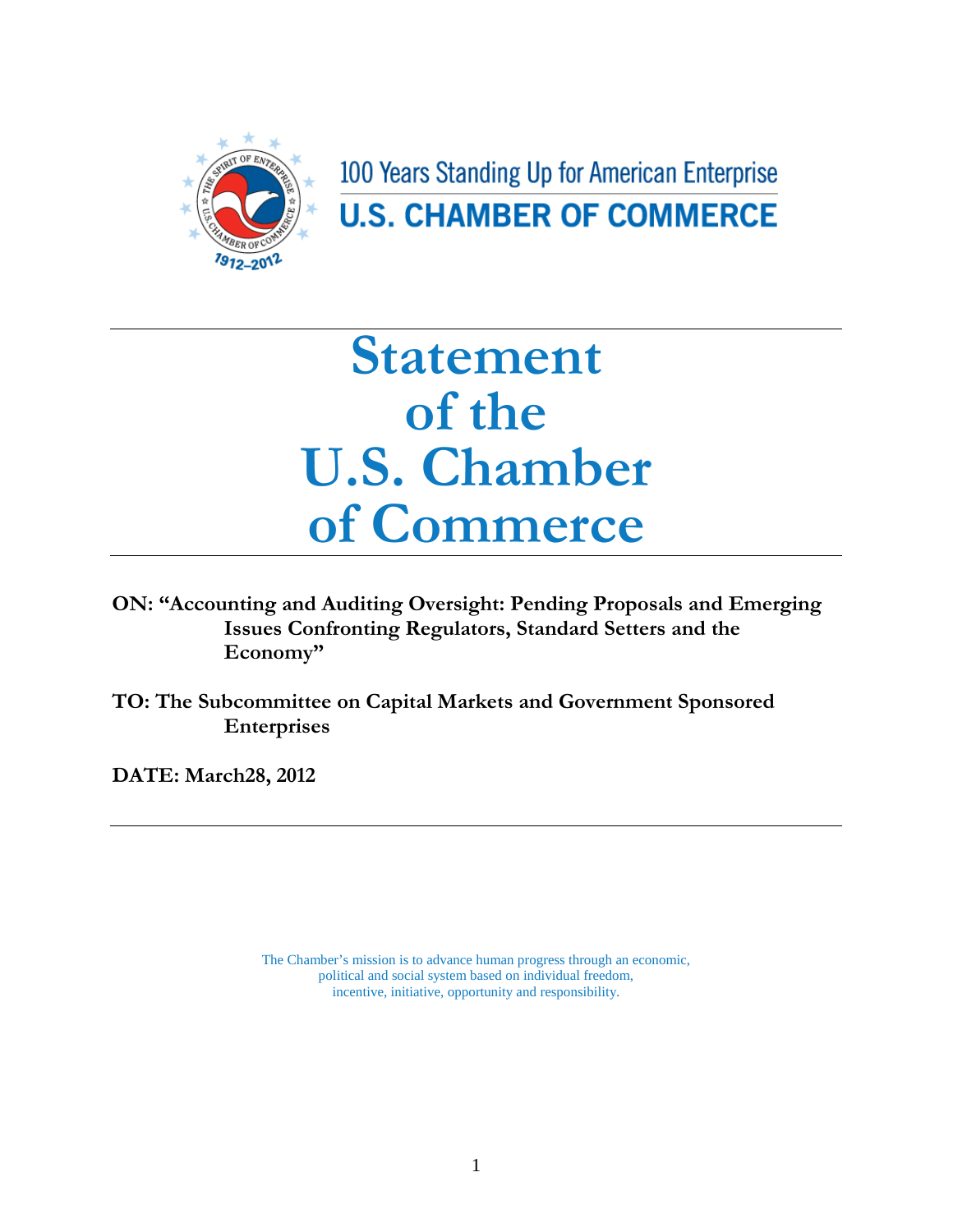100 Years Standing Up for American Enterprise

**U.S. CHAMBER OF COMMERCE**

# Statement of the U.S. Chamber of Commerce

**ON: "Accounting and Auditing Oversight: Pending Proposals and Emerging Issues Confronting Regulators, Standard Setters and the Economy"**

**TO: The Subcommittee on Capital Markets and Government Sponsored Enterprises**

**DATE: March28, 2012**

---

The Chamber's mission is to advance human progress through an economic, political and social system based on individual freedom, incentive, initiative, opportunity and responsibility.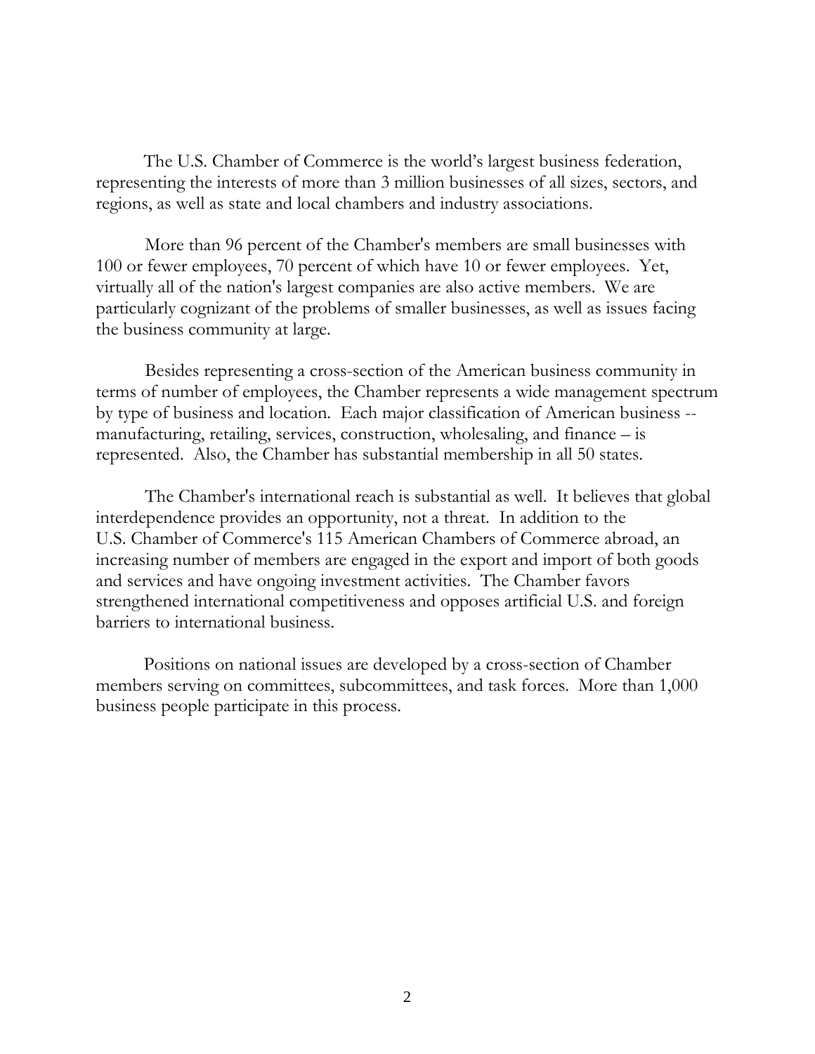The U.S. Chamber of Commerce is the world's largest business federation, representing the interests of more than 3 million businesses of all sizes, sectors, and regions, as well as state and local chambers and industry associations.

More than 96 percent of the Chamber's members are small businesses with 100 or fewer employees, 70 percent of which have 10 or fewer employees. Yet, virtually all of the nation's largest companies are also active members. We are particularly cognizant of the problems of smaller businesses, as well as issues facing the business community at large.

Besides representing a cross-section of the American business community in terms of number of employees, the Chamber represents a wide management spectrum by type of business and location. Each major classification of American business -- manufacturing, retailing, services, construction, wholesaling, and finance – is represented. Also, the Chamber has substantial membership in all 50 states.

The Chamber's international reach is substantial as well. It believes that global interdependence provides an opportunity, not a threat. In addition to the U.S. Chamber of Commerce's 115 American Chambers of Commerce abroad, an increasing number of members are engaged in the export and import of both goods and services and have ongoing investment activities. The Chamber favors strengthened international competitiveness and opposes artificial U.S. and foreign barriers to international business.

Positions on national issues are developed by a cross-section of Chamber members serving on committees, subcommittees, and task forces. More than 1,000 business people participate in this process.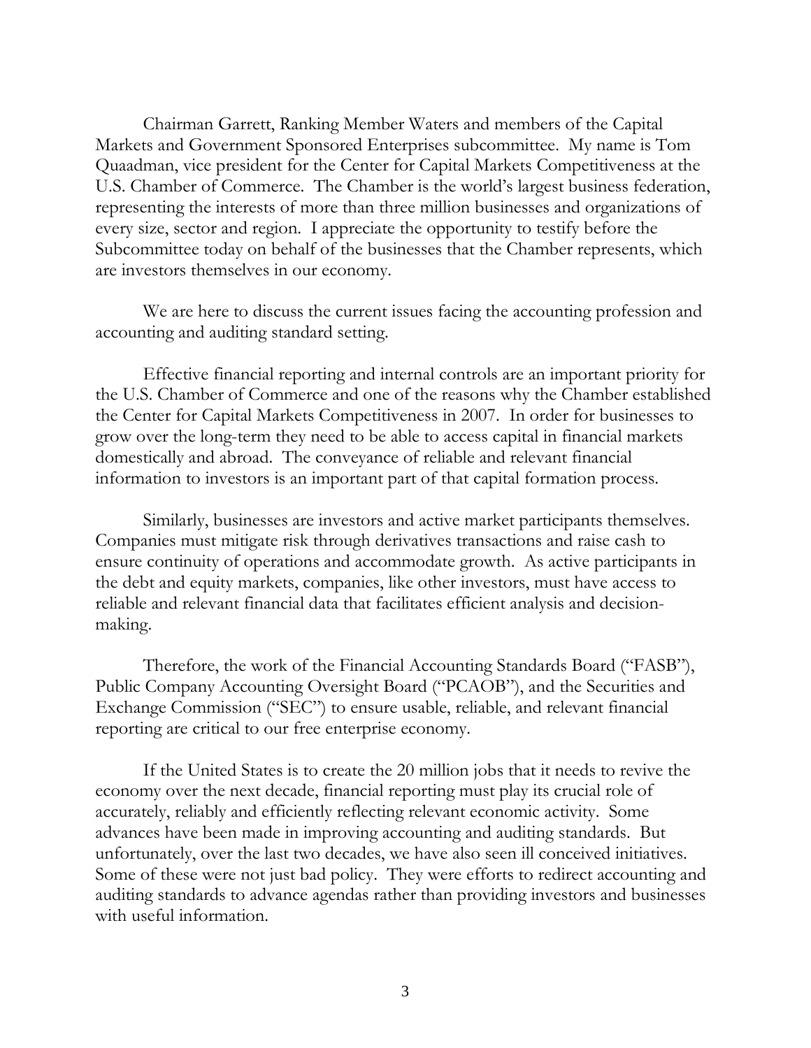Chairman Garrett, Ranking Member Waters and members of the Capital Markets and Government Sponsored Enterprises subcommittee. My name is Tom Quaadman, vice president for the Center for Capital Markets Competitiveness at the U.S. Chamber of Commerce. The Chamber is the world's largest business federation, representing the interests of more than three million businesses and organizations of every size, sector and region. I appreciate the opportunity to testify before the Subcommittee today on behalf of the businesses that the Chamber represents, which are investors themselves in our economy.

We are here to discuss the current issues facing the accounting profession and accounting and auditing standard setting.

Effective financial reporting and internal controls are an important priority for the U.S. Chamber of Commerce and one of the reasons why the Chamber established the Center for Capital Markets Competitiveness in 2007. In order for businesses to grow over the long-term they need to be able to access capital in financial markets domestically and abroad. The conveyance of reliable and relevant financial information to investors is an important part of that capital formation process.

Similarly, businesses are investors and active market participants themselves. Companies must mitigate risk through derivatives transactions and raise cash to ensure continuity of operations and accommodate growth. As active participants in the debt and equity markets, companies, like other investors, must have access to reliable and relevant financial data that facilitates efficient analysis and decision-making.

Therefore, the work of the Financial Accounting Standards Board ("FASB"), Public Company Accounting Oversight Board ("PCAOB"), and the Securities and Exchange Commission ("SEC") to ensure usable, reliable, and relevant financial reporting are critical to our free enterprise economy.

If the United States is to create the 20 million jobs that it needs to revive the economy over the next decade, financial reporting must play its crucial role of accurately, reliably and efficiently reflecting relevant economic activity. Some advances have been made in improving accounting and auditing standards. But unfortunately, over the last two decades, we have also seen ill conceived initiatives. Some of these were not just bad policy. They were efforts to redirect accounting and auditing standards to advance agendas rather than providing investors and businesses with useful information.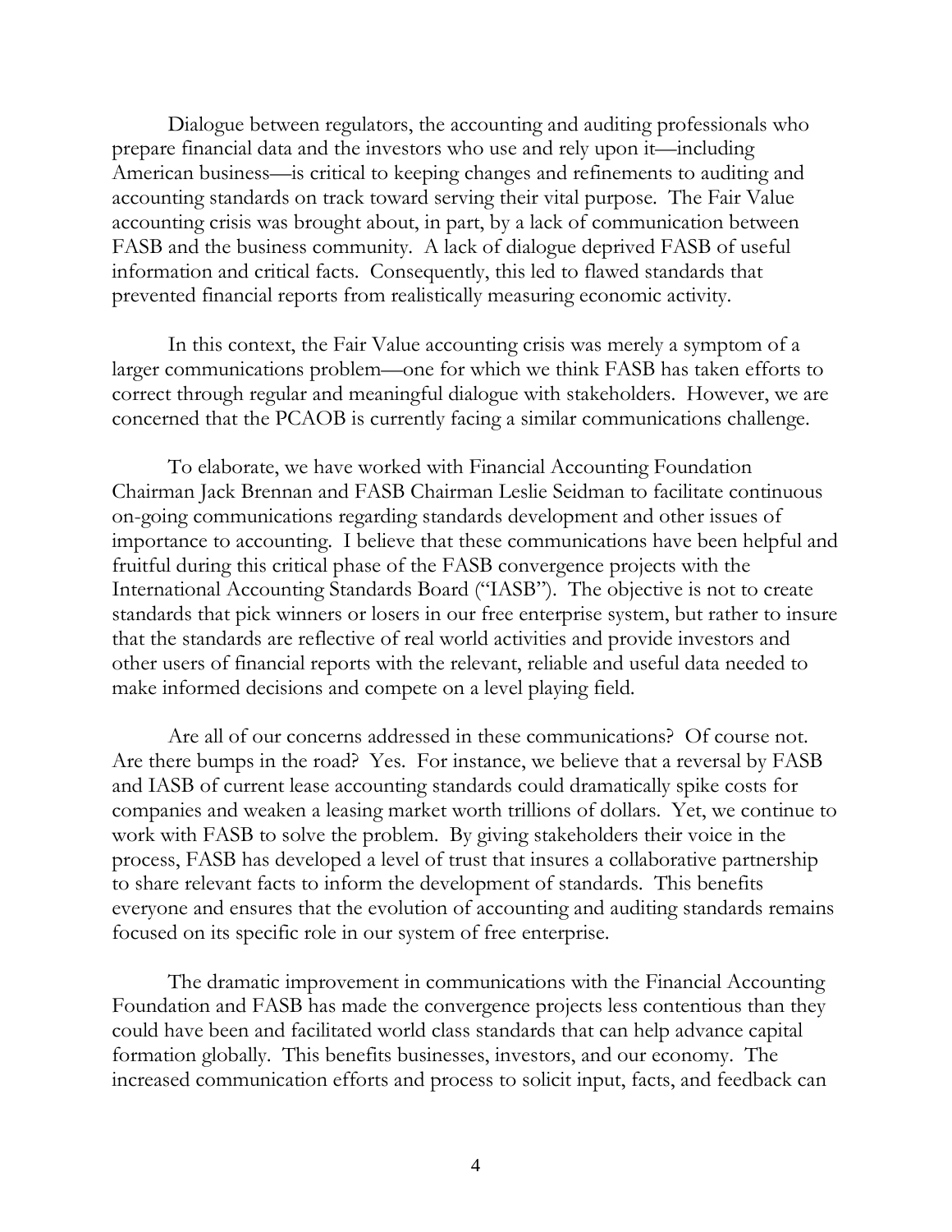Dialogue between regulators, the accounting and auditing professionals who prepare financial data and the investors who use and rely upon it—including American business—is critical to keeping changes and refinements to auditing and accounting standards on track toward serving their vital purpose. The Fair Value accounting crisis was brought about, in part, by a lack of communication between FASB and the business community. A lack of dialogue deprived FASB of useful information and critical facts. Consequently, this led to flawed standards that prevented financial reports from realistically measuring economic activity.

In this context, the Fair Value accounting crisis was merely a symptom of a larger communications problem—one for which we think FASB has taken efforts to correct through regular and meaningful dialogue with stakeholders. However, we are concerned that the PCAOB is currently facing a similar communications challenge.

To elaborate, we have worked with Financial Accounting Foundation Chairman Jack Brennan and FASB Chairman Leslie Seidman to facilitate continuous on-going communications regarding standards development and other issues of importance to accounting. I believe that these communications have been helpful and fruitful during this critical phase of the FASB convergence projects with the International Accounting Standards Board ("IASB"). The objective is not to create standards that pick winners or losers in our free enterprise system, but rather to insure that the standards are reflective of real world activities and provide investors and other users of financial reports with the relevant, reliable and useful data needed to make informed decisions and compete on a level playing field.

Are all of our concerns addressed in these communications? Of course not. Are there bumps in the road? Yes. For instance, we believe that a reversal by FASB and IASB of current lease accounting standards could dramatically spike costs for companies and weaken a leasing market worth trillions of dollars. Yet, we continue to work with FASB to solve the problem. By giving stakeholders their voice in the process, FASB has developed a level of trust that insures a collaborative partnership to share relevant facts to inform the development of standards. This benefits everyone and ensures that the evolution of accounting and auditing standards remains focused on its specific role in our system of free enterprise.

The dramatic improvement in communications with the Financial Accounting Foundation and FASB has made the convergence projects less contentious than they could have been and facilitated world class standards that can help advance capital formation globally. This benefits businesses, investors, and our economy. The increased communication efforts and process to solicit input, facts, and feedback can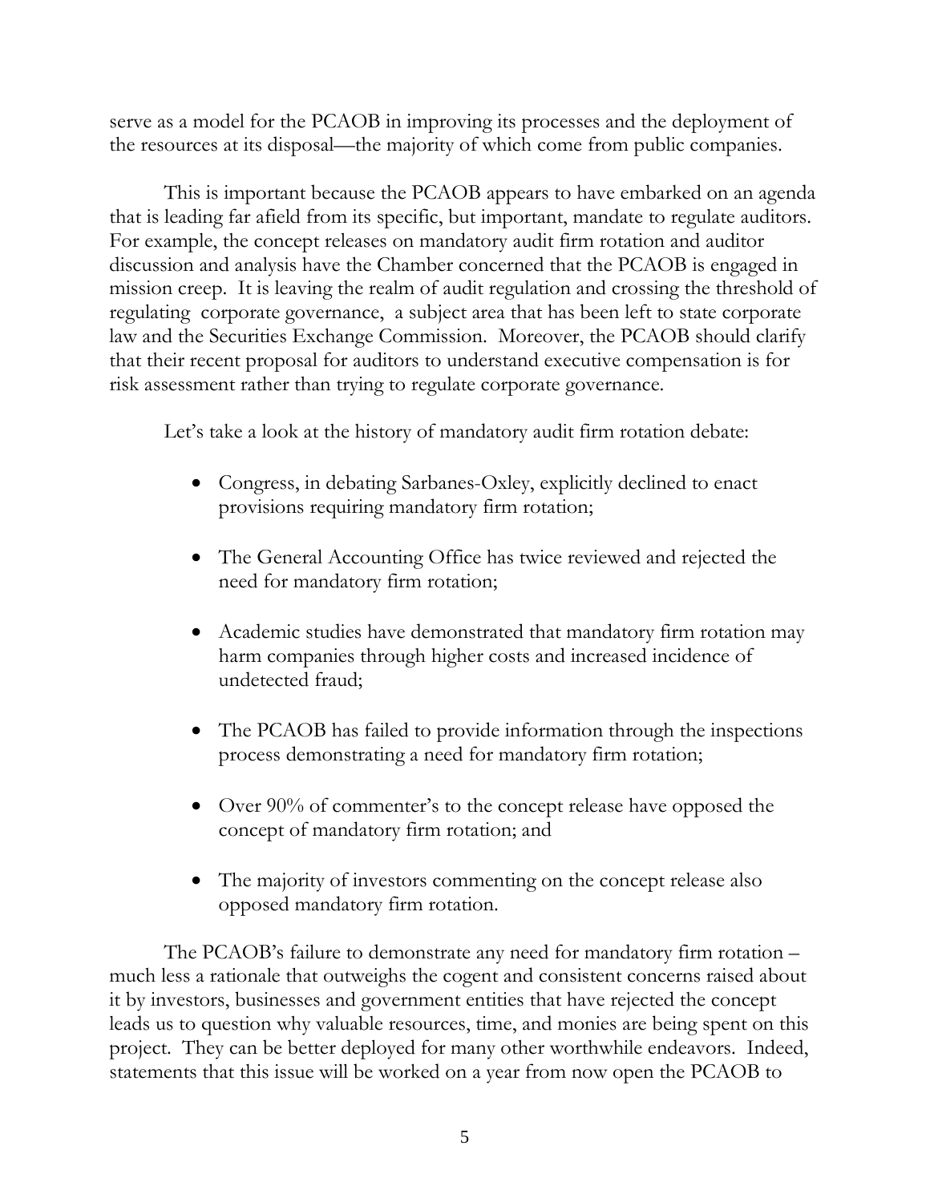serve as a model for the PCAOB in improving its processes and the deployment of the resources at its disposal—the majority of which come from public companies.

This is important because the PCAOB appears to have embarked on an agenda that is leading far afield from its specific, but important, mandate to regulate auditors. For example, the concept releases on mandatory audit firm rotation and auditor discussion and analysis have the Chamber concerned that the PCAOB is engaged in mission creep. It is leaving the realm of audit regulation and crossing the threshold of regulating corporate governance, a subject area that has been left to state corporate law and the Securities Exchange Commission. Moreover, the PCAOB should clarify that their recent proposal for auditors to understand executive compensation is for risk assessment rather than trying to regulate corporate governance.

Let's take a look at the history of mandatory audit firm rotation debate:

- Congress, in debating Sarbanes-Oxley, explicitly declined to enact provisions requiring mandatory firm rotation;

- The General Accounting Office has twice reviewed and rejected the need for mandatory firm rotation;

- Academic studies have demonstrated that mandatory firm rotation may harm companies through higher costs and increased incidence of undetected fraud;

- The PCAOB has failed to provide information through the inspections process demonstrating a need for mandatory firm rotation;

- Over 90% of commenter's to the concept release have opposed the concept of mandatory firm rotation; and

- The majority of investors commenting on the concept release also opposed mandatory firm rotation.

The PCAOB's failure to demonstrate any need for mandatory firm rotation – much less a rationale that outweighs the cogent and consistent concerns raised about it by investors, businesses and government entities that have rejected the concept leads us to question why valuable resources, time, and monies are being spent on this project. They can be better deployed for many other worthwhile endeavors. Indeed, statements that this issue will be worked on a year from now open the PCAOB to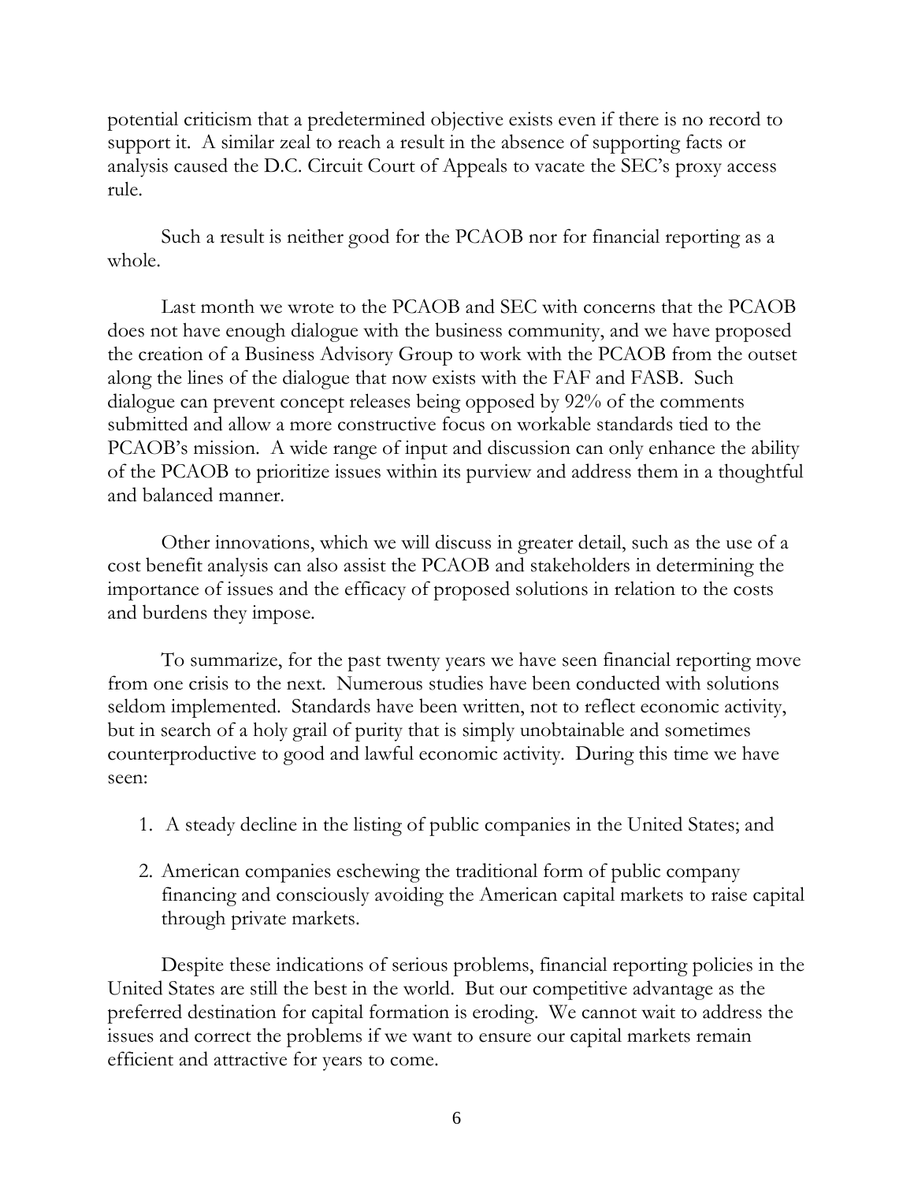potential criticism that a predetermined objective exists even if there is no record to support it. A similar zeal to reach a result in the absence of supporting facts or analysis caused the D.C. Circuit Court of Appeals to vacate the SEC's proxy access rule.

Such a result is neither good for the PCAOB nor for financial reporting as a whole.

Last month we wrote to the PCAOB and SEC with concerns that the PCAOB does not have enough dialogue with the business community, and we have proposed the creation of a Business Advisory Group to work with the PCAOB from the outset along the lines of the dialogue that now exists with the FAF and FASB. Such dialogue can prevent concept releases being opposed by 92% of the comments submitted and allow a more constructive focus on workable standards tied to the PCAOB's mission. A wide range of input and discussion can only enhance the ability of the PCAOB to prioritize issues within its purview and address them in a thoughtful and balanced manner.

Other innovations, which we will discuss in greater detail, such as the use of a cost benefit analysis can also assist the PCAOB and stakeholders in determining the importance of issues and the efficacy of proposed solutions in relation to the costs and burdens they impose.

To summarize, for the past twenty years we have seen financial reporting move from one crisis to the next. Numerous studies have been conducted with solutions seldom implemented. Standards have been written, not to reflect economic activity, but in search of a holy grail of purity that is simply unobtainable and sometimes counterproductive to good and lawful economic activity. During this time we have seen:

1. A steady decline in the listing of public companies in the United States; and
2. American companies eschewing the traditional form of public company financing and consciously avoiding the American capital markets to raise capital through private markets.

Despite these indications of serious problems, financial reporting policies in the United States are still the best in the world. But our competitive advantage as the preferred destination for capital formation is eroding. We cannot wait to address the issues and correct the problems if we want to ensure our capital markets remain efficient and attractive for years to come.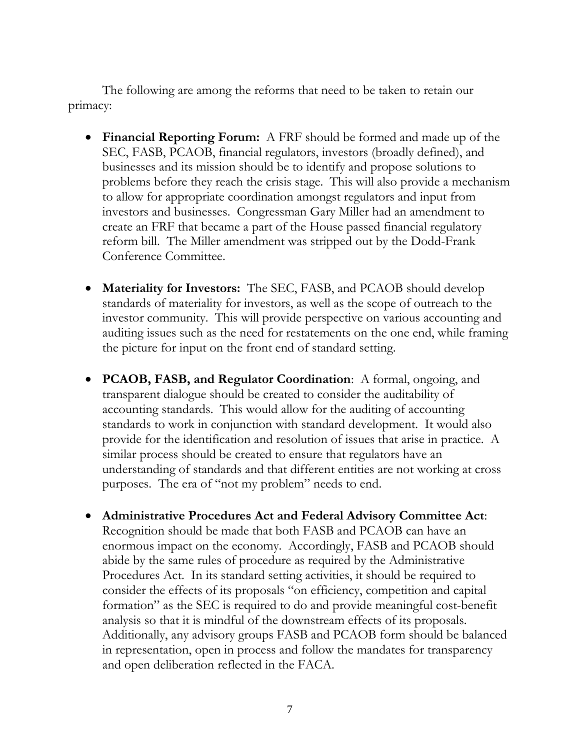The following are among the reforms that need to be taken to retain our primacy:

- **Financial Reporting Forum:** A FRF should be formed and made up of the SEC, FASB, PCAOB, financial regulators, investors (broadly defined), and businesses and its mission should be to identify and propose solutions to problems before they reach the crisis stage. This will also provide a mechanism to allow for appropriate coordination amongst regulators and input from investors and businesses. Congressman Gary Miller had an amendment to create an FRF that became a part of the House passed financial regulatory reform bill. The Miller amendment was stripped out by the Dodd-Frank Conference Committee.

- **Materiality for Investors:** The SEC, FASB, and PCAOB should develop standards of materiality for investors, as well as the scope of outreach to the investor community. This will provide perspective on various accounting and auditing issues such as the need for restatements on the one end, while framing the picture for input on the front end of standard setting.

- **PCAOB, FASB, and Regulator Coordination**: A formal, ongoing, and transparent dialogue should be created to consider the auditability of accounting standards. This would allow for the auditing of accounting standards to work in conjunction with standard development. It would also provide for the identification and resolution of issues that arise in practice. A similar process should be created to ensure that regulators have an understanding of standards and that different entities are not working at cross purposes. The era of "not my problem" needs to end.

- **Administrative Procedures Act and Federal Advisory Committee Act**: Recognition should be made that both FASB and PCAOB can have an enormous impact on the economy. Accordingly, FASB and PCAOB should abide by the same rules of procedure as required by the Administrative Procedures Act. In its standard setting activities, it should be required to consider the effects of its proposals "on efficiency, competition and capital formation" as the SEC is required to do and provide meaningful cost-benefit analysis so that it is mindful of the downstream effects of its proposals. Additionally, any advisory groups FASB and PCAOB form should be balanced in representation, open in process and follow the mandates for transparency and open deliberation reflected in the FACA.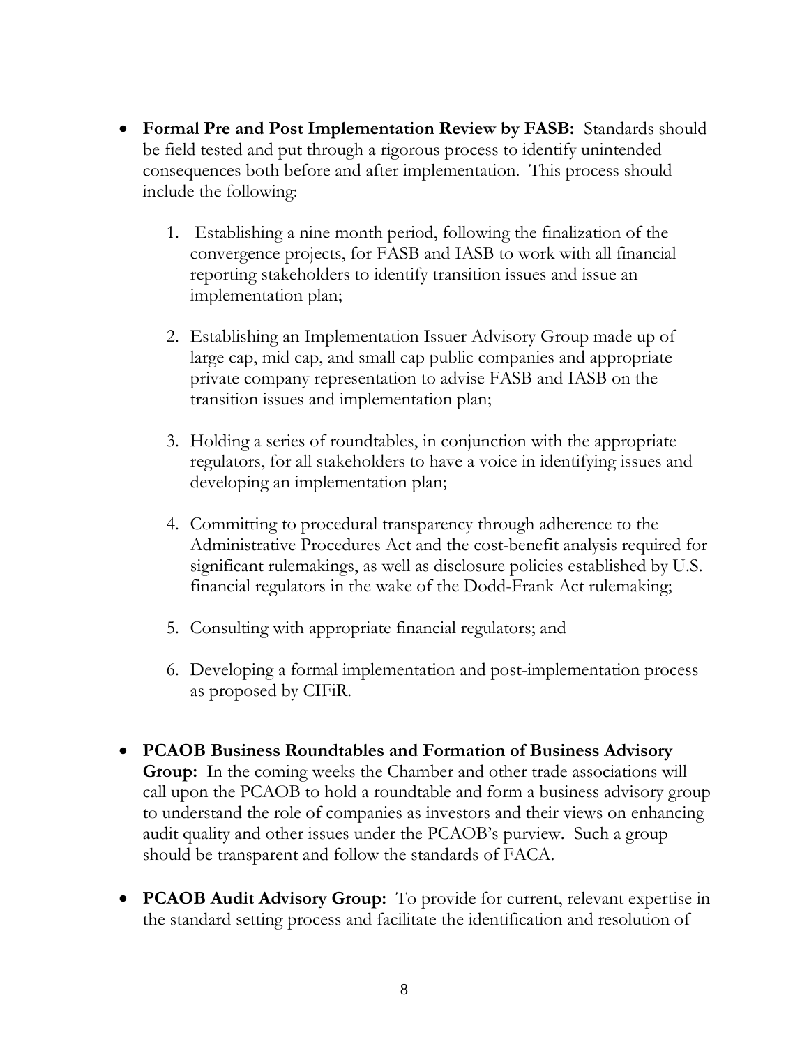- **Formal Pre and Post Implementation Review by FASB:** Standards should be field tested and put through a rigorous process to identify unintended consequences both before and after implementation. This process should include the following:

    1. Establishing a nine month period, following the finalization of the convergence projects, for FASB and IASB to work with all financial reporting stakeholders to identify transition issues and issue an implementation plan;

    2. Establishing an Implementation Issuer Advisory Group made up of large cap, mid cap, and small cap public companies and appropriate private company representation to advise FASB and IASB on the transition issues and implementation plan;

    3. Holding a series of roundtables, in conjunction with the appropriate regulators, for all stakeholders to have a voice in identifying issues and developing an implementation plan;

    4. Committing to procedural transparency through adherence to the Administrative Procedures Act and the cost-benefit analysis required for significant rulemakings, as well as disclosure policies established by U.S. financial regulators in the wake of the Dodd-Frank Act rulemaking;

    5. Consulting with appropriate financial regulators; and

    6. Developing a formal implementation and post-implementation process as proposed by CIFiR.

- **PCAOB Business Roundtables and Formation of Business Advisory Group:** In the coming weeks the Chamber and other trade associations will call upon the PCAOB to hold a roundtable and form a business advisory group to understand the role of companies as investors and their views on enhancing audit quality and other issues under the PCAOB's purview. Such a group should be transparent and follow the standards of FACA.

- **PCAOB Audit Advisory Group:** To provide for current, relevant expertise in the standard setting process and facilitate the identification and resolution of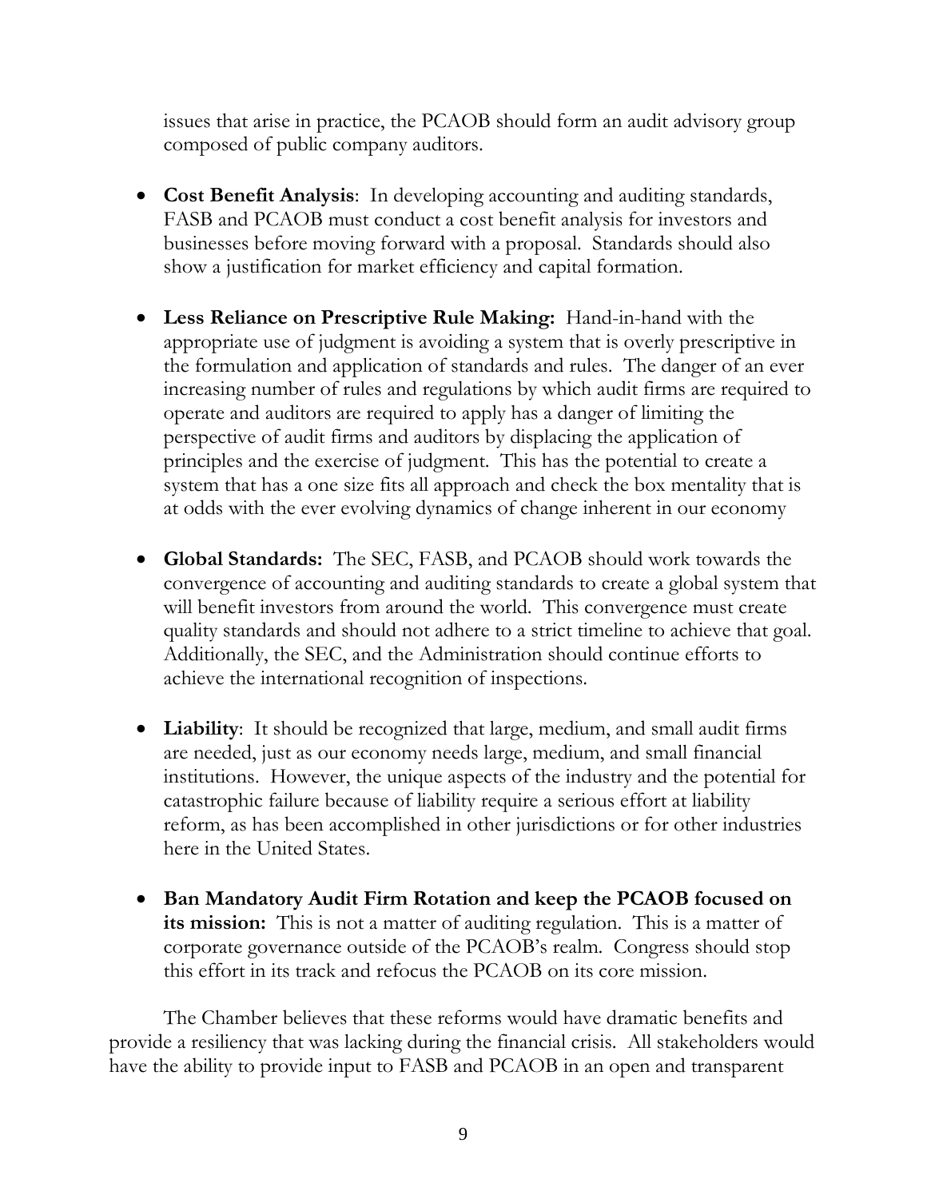issues that arise in practice, the PCAOB should form an audit advisory group composed of public company auditors.

- **Cost Benefit Analysis**: In developing accounting and auditing standards, FASB and PCAOB must conduct a cost benefit analysis for investors and businesses before moving forward with a proposal. Standards should also show a justification for market efficiency and capital formation.

- **Less Reliance on Prescriptive Rule Making:** Hand-in-hand with the appropriate use of judgment is avoiding a system that is overly prescriptive in the formulation and application of standards and rules. The danger of an ever increasing number of rules and regulations by which audit firms are required to operate and auditors are required to apply has a danger of limiting the perspective of audit firms and auditors by displacing the application of principles and the exercise of judgment. This has the potential to create a system that has a one size fits all approach and check the box mentality that is at odds with the ever evolving dynamics of change inherent in our economy

- **Global Standards:** The SEC, FASB, and PCAOB should work towards the convergence of accounting and auditing standards to create a global system that will benefit investors from around the world. This convergence must create quality standards and should not adhere to a strict timeline to achieve that goal. Additionally, the SEC, and the Administration should continue efforts to achieve the international recognition of inspections.

- **Liability**: It should be recognized that large, medium, and small audit firms are needed, just as our economy needs large, medium, and small financial institutions. However, the unique aspects of the industry and the potential for catastrophic failure because of liability require a serious effort at liability reform, as has been accomplished in other jurisdictions or for other industries here in the United States.

- **Ban Mandatory Audit Firm Rotation and keep the PCAOB focused on its mission:** This is not a matter of auditing regulation. This is a matter of corporate governance outside of the PCAOB's realm. Congress should stop this effort in its track and refocus the PCAOB on its core mission.

The Chamber believes that these reforms would have dramatic benefits and provide a resiliency that was lacking during the financial crisis. All stakeholders would have the ability to provide input to FASB and PCAOB in an open and transparent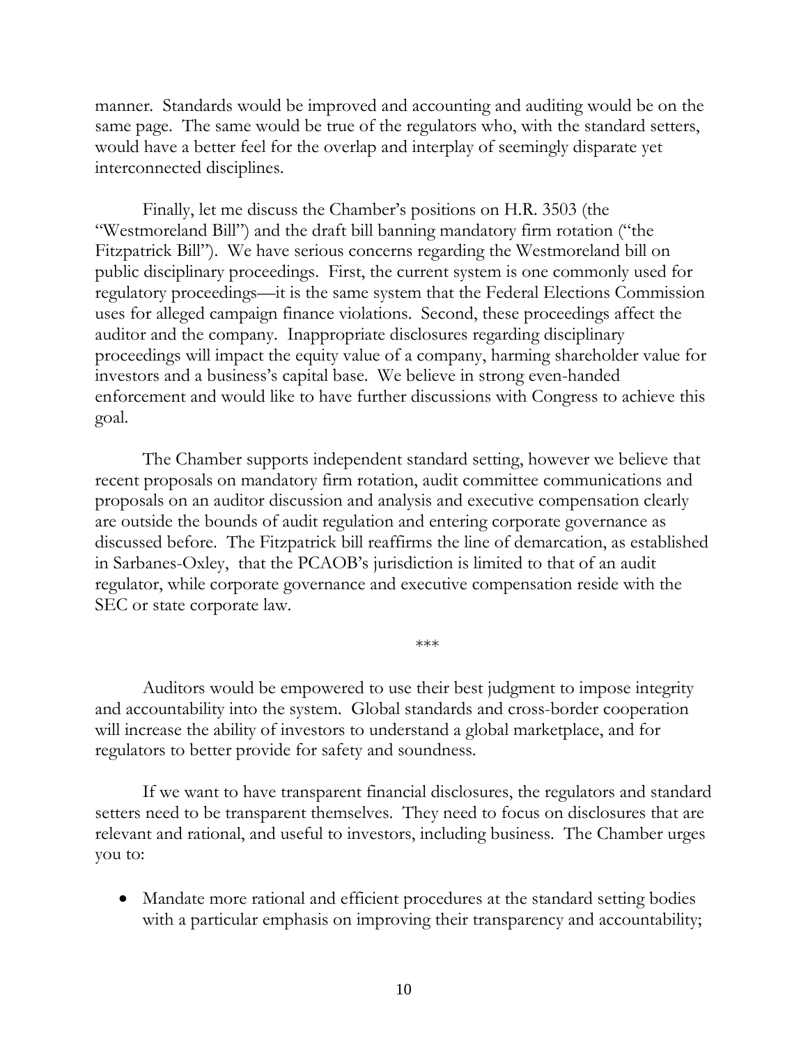manner. Standards would be improved and accounting and auditing would be on the same page. The same would be true of the regulators who, with the standard setters, would have a better feel for the overlap and interplay of seemingly disparate yet interconnected disciplines.

Finally, let me discuss the Chamber's positions on H.R. 3503 (the "Westmoreland Bill") and the draft bill banning mandatory firm rotation ("the Fitzpatrick Bill"). We have serious concerns regarding the Westmoreland bill on public disciplinary proceedings. First, the current system is one commonly used for regulatory proceedings—it is the same system that the Federal Elections Commission uses for alleged campaign finance violations. Second, these proceedings affect the auditor and the company. Inappropriate disclosures regarding disciplinary proceedings will impact the equity value of a company, harming shareholder value for investors and a business's capital base. We believe in strong even-handed enforcement and would like to have further discussions with Congress to achieve this goal.

The Chamber supports independent standard setting, however we believe that recent proposals on mandatory firm rotation, audit committee communications and proposals on an auditor discussion and analysis and executive compensation clearly are outside the bounds of audit regulation and entering corporate governance as discussed before. The Fitzpatrick bill reaffirms the line of demarcation, as established in Sarbanes-Oxley, that the PCAOB's jurisdiction is limited to that of an audit regulator, while corporate governance and executive compensation reside with the SEC or state corporate law.

***

Auditors would be empowered to use their best judgment to impose integrity and accountability into the system. Global standards and cross-border cooperation will increase the ability of investors to understand a global marketplace, and for regulators to better provide for safety and soundness.

If we want to have transparent financial disclosures, the regulators and standard setters need to be transparent themselves. They need to focus on disclosures that are relevant and rational, and useful to investors, including business. The Chamber urges you to:

- Mandate more rational and efficient procedures at the standard setting bodies with a particular emphasis on improving their transparency and accountability;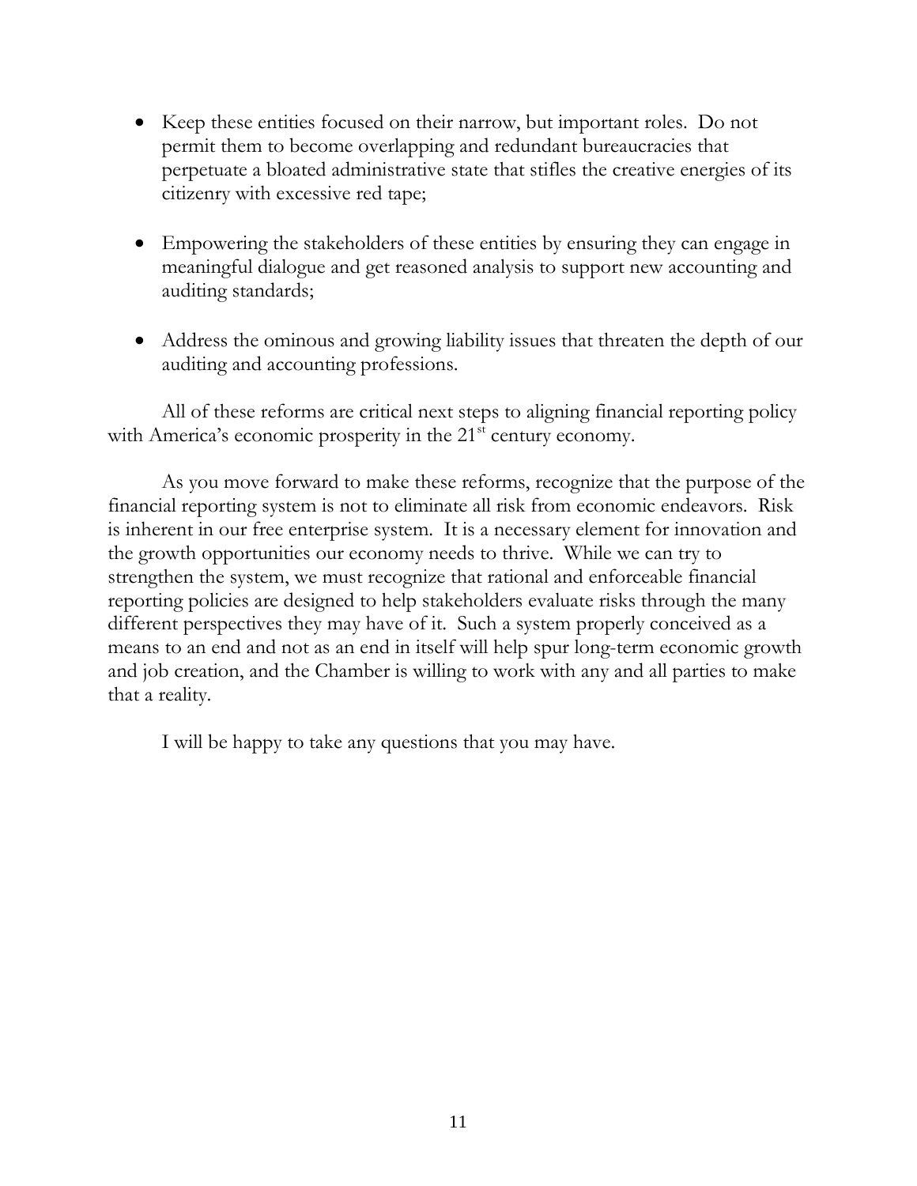- Keep these entities focused on their narrow, but important roles. Do not permit them to become overlapping and redundant bureaucracies that perpetuate a bloated administrative state that stifles the creative energies of its citizenry with excessive red tape;

- Empowering the stakeholders of these entities by ensuring they can engage in meaningful dialogue and get reasoned analysis to support new accounting and auditing standards;

- Address the ominous and growing liability issues that threaten the depth of our auditing and accounting professions.

All of these reforms are critical next steps to aligning financial reporting policy with America's economic prosperity in the 21st century economy.

As you move forward to make these reforms, recognize that the purpose of the financial reporting system is not to eliminate all risk from economic endeavors. Risk is inherent in our free enterprise system. It is a necessary element for innovation and the growth opportunities our economy needs to thrive. While we can try to strengthen the system, we must recognize that rational and enforceable financial reporting policies are designed to help stakeholders evaluate risks through the many different perspectives they may have of it. Such a system properly conceived as a means to an end and not as an end in itself will help spur long-term economic growth and job creation, and the Chamber is willing to work with any and all parties to make that a reality.

I will be happy to take any questions that you may have.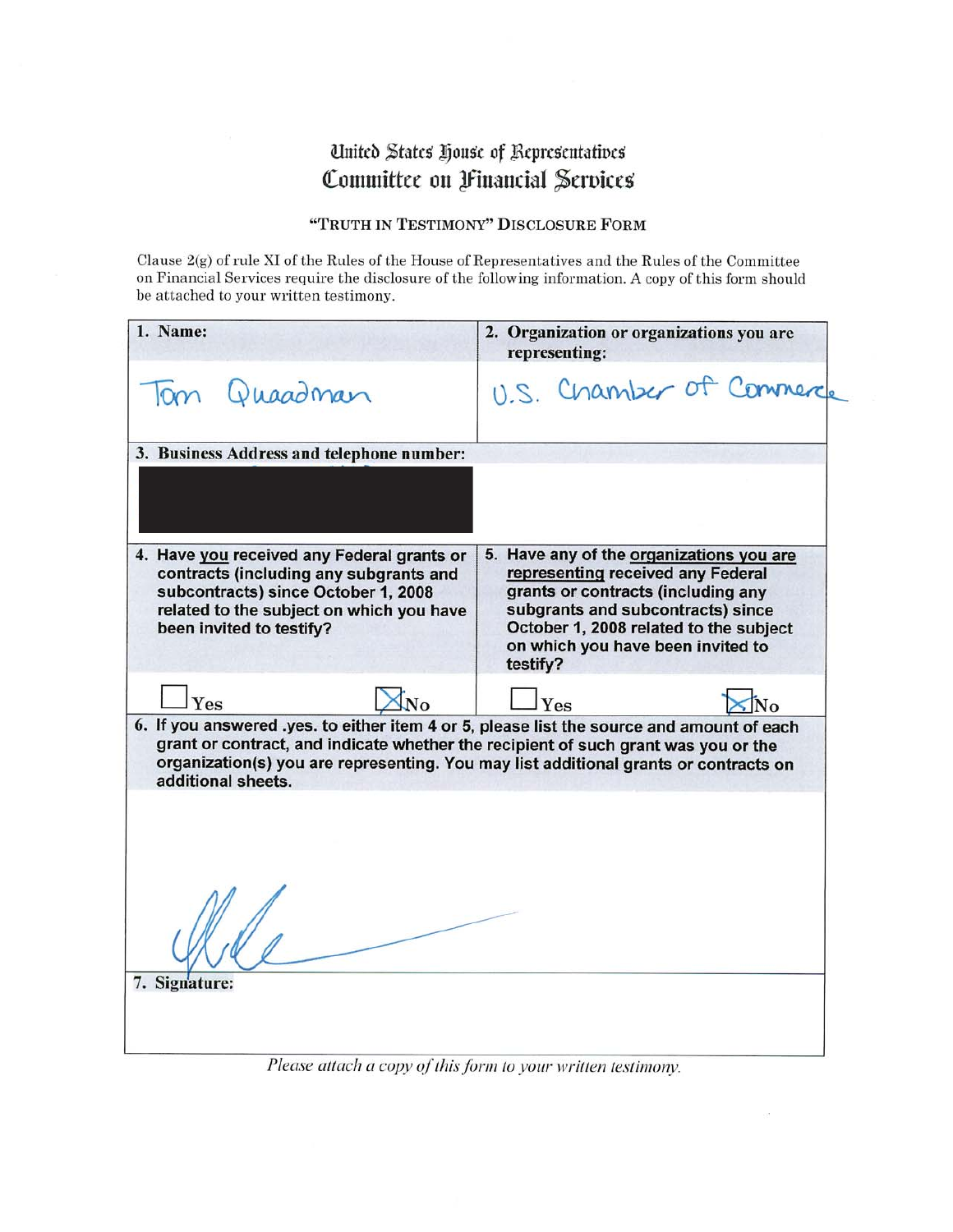# United States House of Representatives
# Committee on Financial Services

## "TRUTH IN TESTIMONY" DISCLOSURE FORM

Clause 2(g) of rule XI of the Rules of the House of Representatives and the Rules of the Committee on Financial Services require the disclosure of the following information. A copy of this form should be attached to your written testimony.

**1. Name:**

Tom Quaadman

**2. Organization or organizations you are representing:**

U.S. Chamber of Commerce

**3. Business Address and telephone number:**

[redacted]

**4. Have you received any Federal grants or contracts (including any subgrants and subcontracts) since October 1, 2008 related to the subject on which you have been invited to testify?**

☐ Yes ☒ No

**5. Have any of the organizations you are representing received any Federal grants or contracts (including any subgrants and subcontracts) since October 1, 2008 related to the subject on which you have been invited to testify?**

☐ Yes ☒ No

**6. If you answered .yes. to either item 4 or 5, please list the source and amount of each grant or contract, and indicate whether the recipient of such grant was you or the organization(s) you are representing. You may list additional grants or contracts on additional sheets.**

**7. Signature:**

[signature]

*Please attach a copy of this form to your written testimony.*